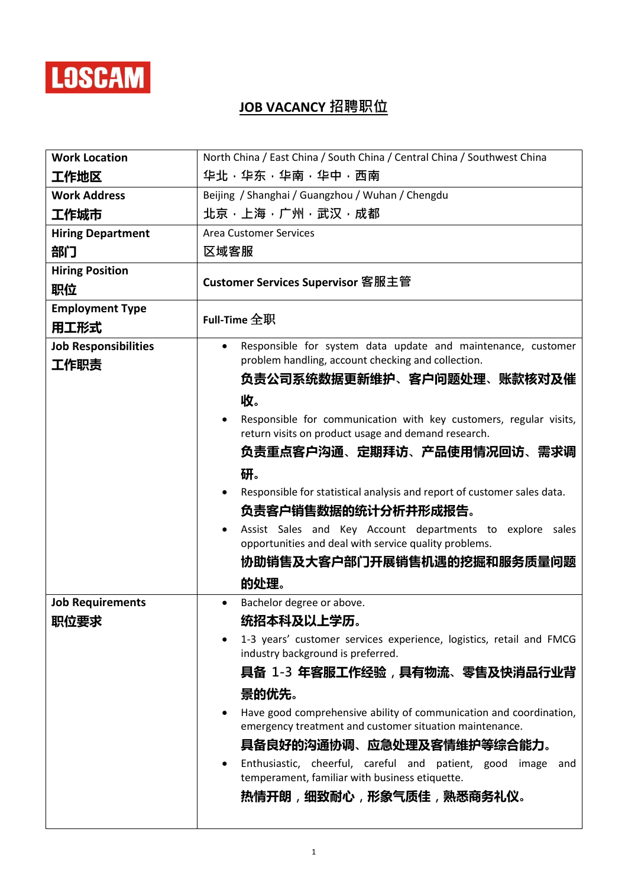LOSCAM

# JOB VACANCY 招聘职位

| Work Location<br>工作地区 | North China / East China / South China / Central China / Southwest China<br>华北，华东，华南，华中，西南 |
|---|---|
| Work Address<br>工作城市 | Beijing / Shanghai / Guangzhou / Wuhan / Chengdu<br>北京，上海，广州，武汉，成都 |
| Hiring Department<br>部门 | Area Customer Services<br>区域客服 |
| Hiring Position<br>职位 | **Customer Services Supervisor 客服主管** |
| Employment Type<br>用工形式 | **Full-Time 全职** |
| Job Responsibilities<br>工作职责 | • Responsible for system data update and maintenance, customer problem handling, account checking and collection.<br>**负责公司系统数据更新维护、客户问题处理、账款核对及催收。**<br>• Responsible for communication with key customers, regular visits, return visits on product usage and demand research.<br>**负责重点客户沟通、定期拜访、产品使用情况回访、需求调研。**<br>• Responsible for statistical analysis and report of customer sales data.<br>**负责客户销售数据的统计分析并形成报告。**<br>• Assist Sales and Key Account departments to explore sales opportunities and deal with service quality problems.<br>**协助销售及大客户部门开展销售机遇的挖掘和服务质量问题的处理。** |
| Job Requirements<br>职位要求 | • Bachelor degree or above.<br>**统招本科及以上学历。**<br>• 1-3 years' customer services experience, logistics, retail and FMCG industry background is preferred.<br>**具备 1-3 年客服工作经验，具有物流、零售及快消品行业背景的优先。**<br>• Have good comprehensive ability of communication and coordination, emergency treatment and customer situation maintenance.<br>**具备良好的沟通协调、应急处理及客情维护等综合能力。**<br>• Enthusiastic, cheerful, careful and patient, good image and temperament, familiar with business etiquette.<br>**热情开朗，细致耐心，形象气质佳，熟悉商务礼仪。** |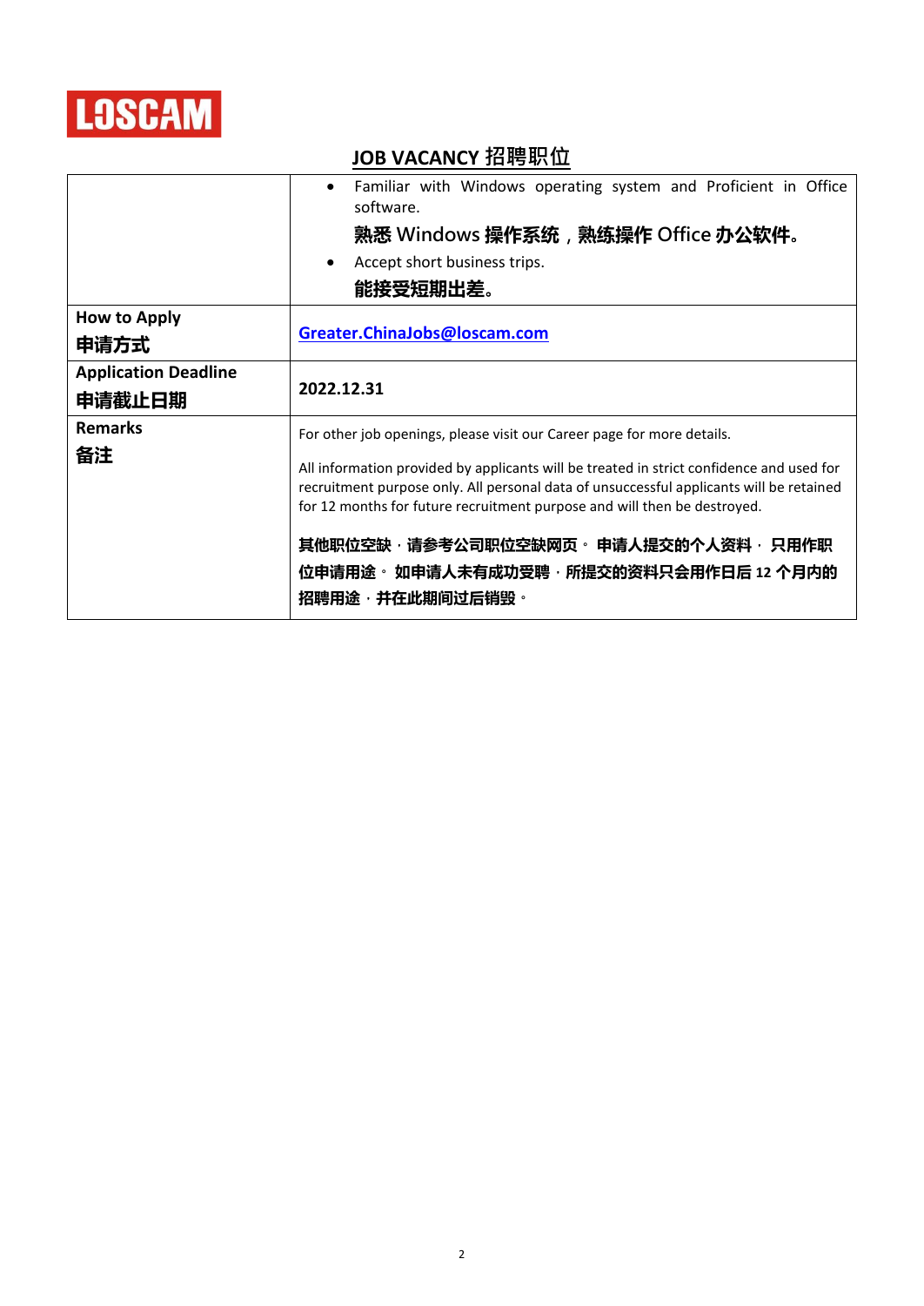LOSCAM

## JOB VACANCY 招聘职位

| | |
|---|---|
| | • Familiar with Windows operating system and Proficient in Office software.<br>**熟悉 Windows 操作系统，熟练操作 Office 办公软件。**<br>• Accept short business trips.<br>**能接受短期出差。** |
| **How to Apply**<br>**申请方式** | **Greater.ChinaJobs@loscam.com** |
| **Application Deadline**<br>**申请截止日期** | **2022.12.31** |
| **Remarks**<br>**备注** | For other job openings, please visit our Career page for more details.<br>All information provided by applicants will be treated in strict confidence and used for recruitment purpose only. All personal data of unsuccessful applicants will be retained for 12 months for future recruitment purpose and will then be destroyed.<br>**其他职位空缺，请参考公司职位空缺网页。 申请人提交的个人资料， 只用作职位申请用途。 如申请人未有成功受聘，所提交的资料只会用作日后 12 个月内的招聘用途，并在此期间过后销毁。** |